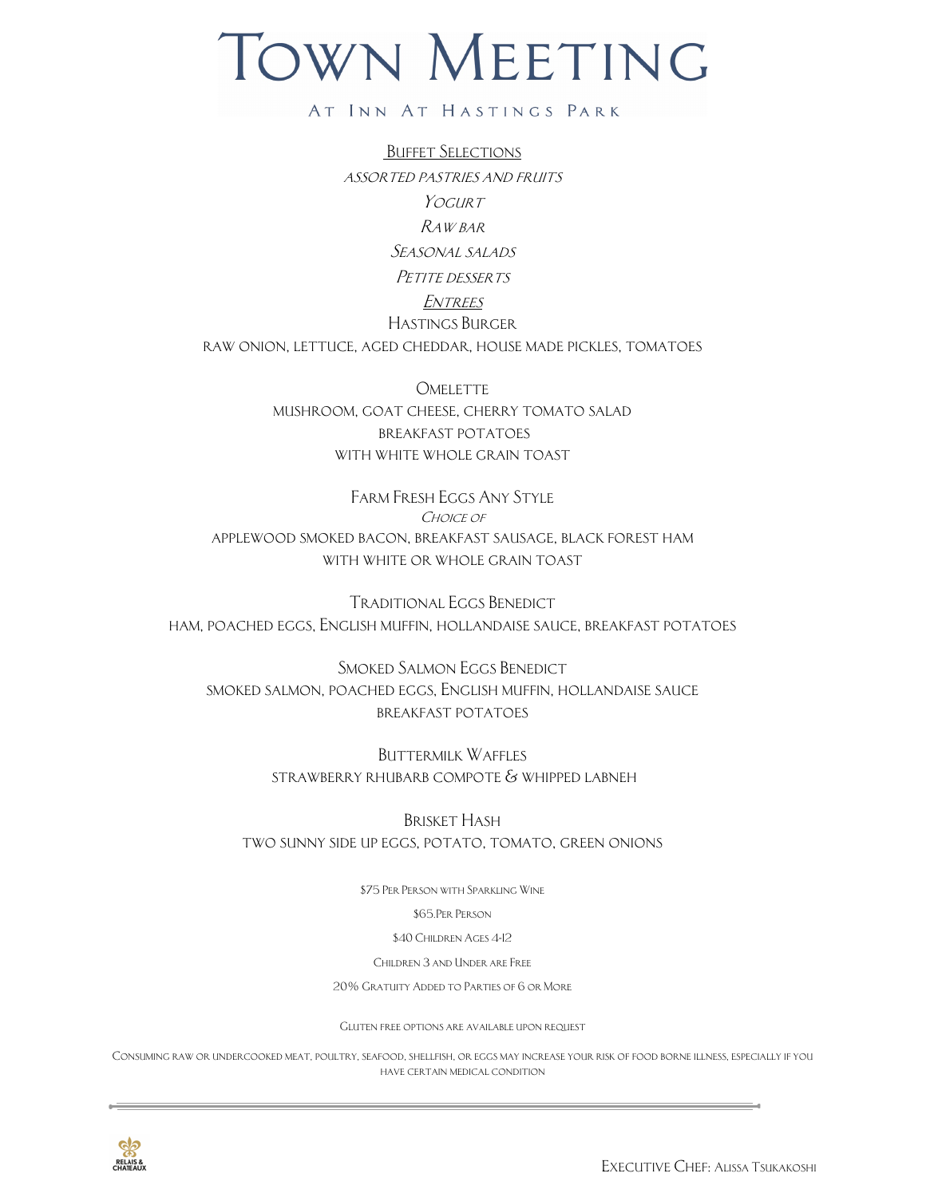# Town Meeting

## At Inn At Hastings Park

### Buffet Selections

*Assorted pastries and fruits*

*Yogurt*

*Raw bar*

*Seasonal salads*

*Petite desserts*

### *Entrees*

Hastings Burger
raw onion, lettuce, aged cheddar, house made pickles, tomatoes

Omelette
mushroom, goat cheese, cherry tomato salad
breakfast potatoes
with white whole grain toast

Farm Fresh Eggs Any Style
*Choice of*
applewood smoked bacon, breakfast sausage, black forest ham
with white or whole grain toast

Traditional Eggs Benedict
ham, poached eggs, English muffin, hollandaise sauce, breakfast potatoes

Smoked Salmon Eggs Benedict
smoked salmon, poached eggs, English muffin, hollandaise sauce
breakfast potatoes

Buttermilk Waffles
strawberry rhubarb compote & whipped labneh

Brisket Hash
two sunny side up eggs, potato, tomato, green onions

$75 Per Person with Sparkling Wine

$65.Per Person

$40 Children Ages 4-12

Children 3 and Under are Free

20% Gratuity Added to Parties of 6 or More

Gluten free options are available upon request

Consuming raw or undercooked meat, poultry, seafood, shellfish, or eggs may increase your risk of food borne illness, especially if you have certain medical condition

Relais & Châteaux

Executive Chef: Alissa Tsukakoshi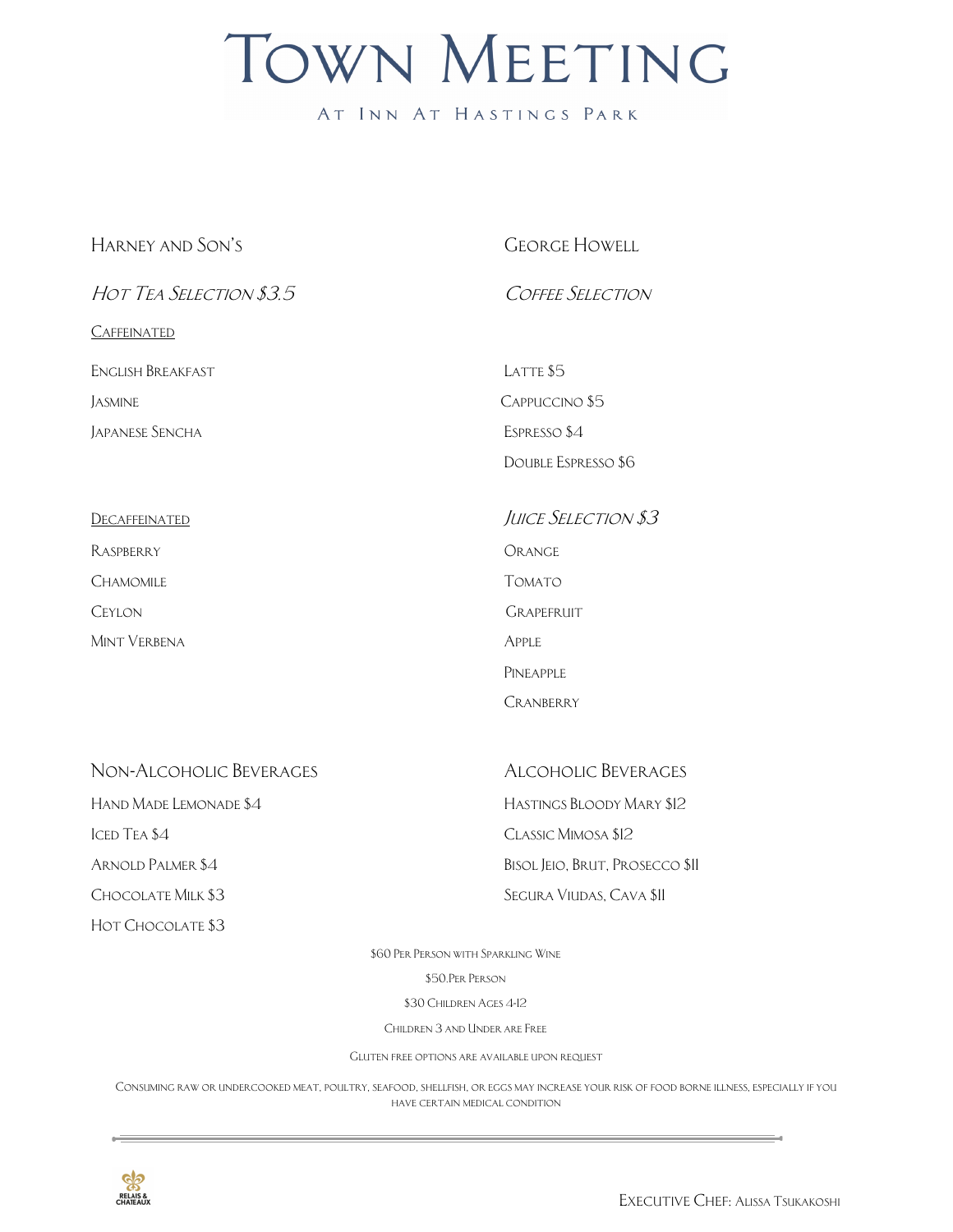# Town Meeting

At Inn At Hastings Park

## Harney and Son's

### *Hot Tea Selection $3.5*

Caffeinated

English Breakfast

Jasmine

Japanese Sencha

Decaffeinated

Raspberry

Chamomile

Ceylon

Mint Verbena

## George Howell

### *Coffee Selection*

Latte $5

Cappuccino $5

Espresso $4

Double Espresso $6

### *Juice Selection $3*

Orange

Tomato

Grapefruit

Apple

Pineapple

Cranberry

## Non-Alcoholic Beverages

Hand Made Lemonade $4

Iced Tea $4

Arnold Palmer $4

Chocolate Milk $3

Hot Chocolate $3

## Alcoholic Beverages

Hastings Bloody Mary $12

Classic Mimosa $12

Bisol Jeio, Brut, Prosecco $11

Segura Viudas, Cava $11

$60 Per Person with Sparkling Wine

$50 Per Person

$30 Children Ages 4-12

Children 3 and Under are Free

Gluten free options are available upon request

Consuming raw or undercooked meat, poultry, seafood, shellfish, or eggs may increase your risk of food borne illness, especially if you have certain medical condition

Relais & Châteaux

Executive Chef: Alissa Tsukakoshi